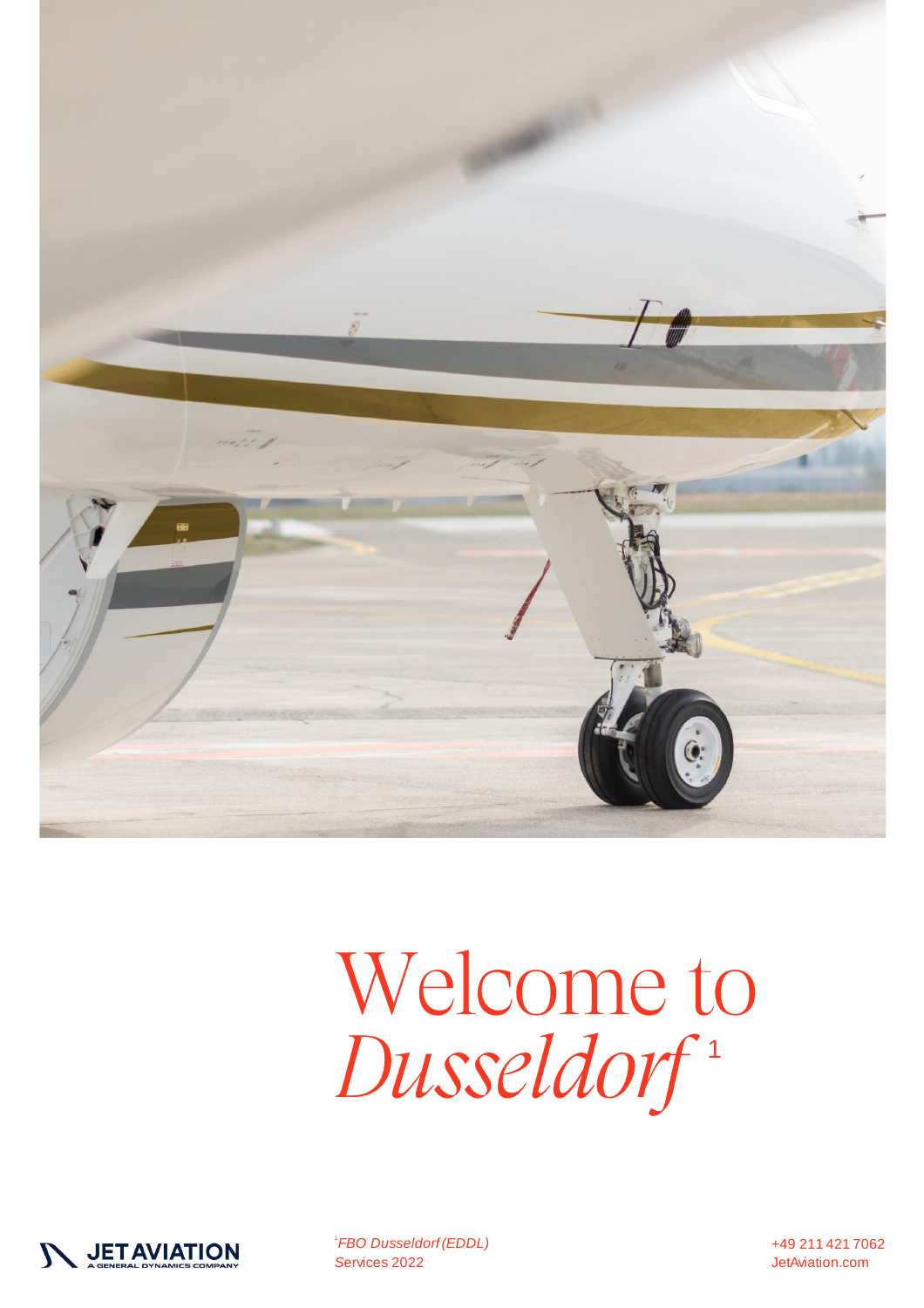# Welcome to *Dusseldorf*[1]

JET AVIATION
A GENERAL DYNAMICS COMPANY

[1]*FBO Dusseldorf (EDDL)*
Services 2022

+49 211 421 7062
JetAviation.com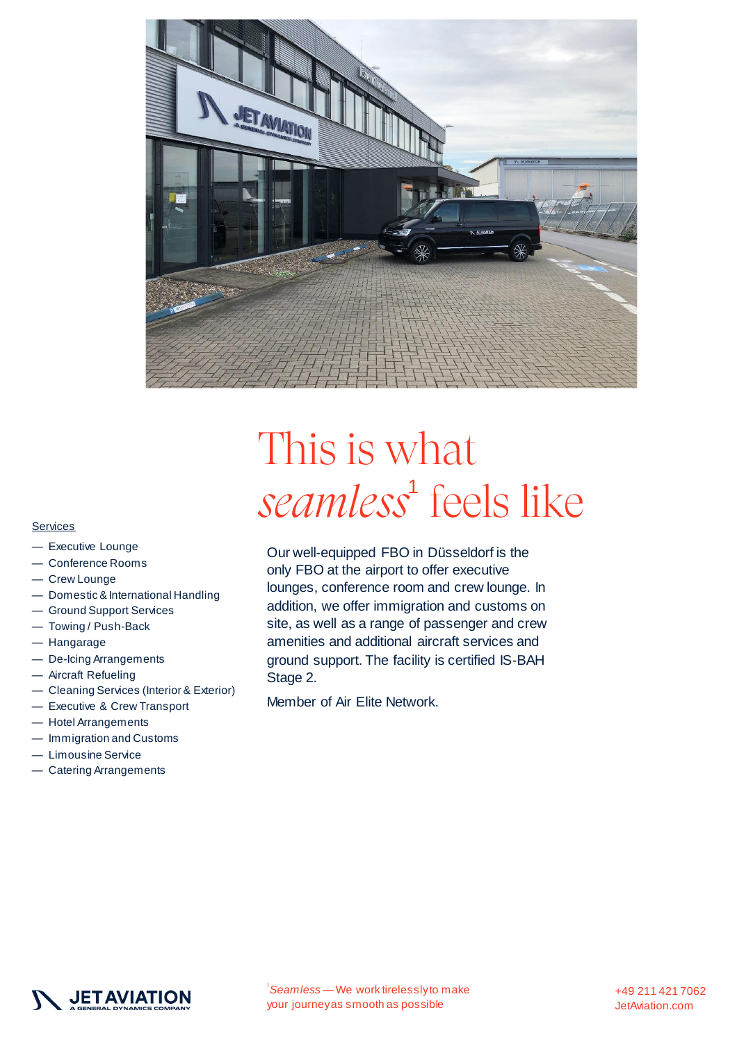# This is what *seamless*[1] feels like

Services

- Executive Lounge
- Conference Rooms
- Crew Lounge
- Domestic & International Handling
- Ground Support Services
- Towing / Push-Back
- Hangarage
- De-Icing Arrangements
- Aircraft Refueling
- Cleaning Services (Interior & Exterior)
- Executive & Crew Transport
- Hotel Arrangements
- Immigration and Customs
- Limousine Service
- Catering Arrangements

Our well-equipped FBO in Düsseldorf is the only FBO at the airport to offer executive lounges, conference room and crew lounge. In addition, we offer immigration and customs on site, as well as a range of passenger and crew amenities and additional aircraft services and ground support. The facility is certified IS-BAH Stage 2.

Member of Air Elite Network.

[1] *Seamless* — We work tirelessly to make your journey as smooth as possible

+49 211 421 7062
JetAviation.com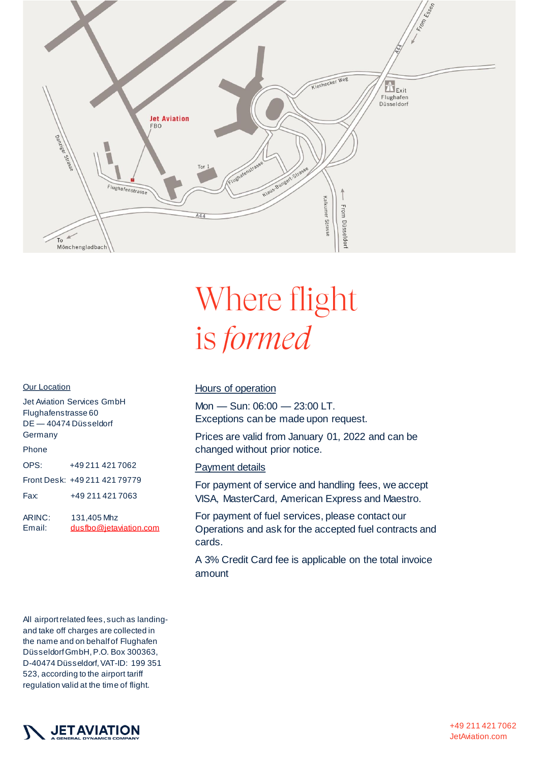# Where flight is *formed*

## Our Location

Jet Aviation Services GmbH
Flughafenstrasse 60
DE — 40474 Düsseldorf
Germany

Phone

| | |
|---|---|
| OPS: | +49 211 421 7062 |
| Front Desk: | +49 211 421 79779 |
| Fax: | +49 211 421 7063 |
| ARINC: | 131,405 Mhz |
| Email: | dusfbo@jetaviation.com |

All airport related fees, such as landing- and take off charges are collected in the name and on behalf of Flughafen Düsseldorf GmbH, P.O. Box 300363, D-40474 Düsseldorf, VAT-ID: 199 351 523, according to the airport tariff regulation valid at the time of flight.

## Hours of operation

Mon — Sun: 06:00 — 23:00 LT.
Exceptions can be made upon request.

Prices are valid from January 01, 2022 and can be changed without prior notice.

## Payment details

For payment of service and handling fees, we accept VISA, MasterCard, American Express and Maestro.

For payment of fuel services, please contact our Operations and ask for the accepted fuel contracts and cards.

A 3% Credit Card fee is applicable on the total invoice amount

JETAVIATION
A GENERAL DYNAMICS COMPANY

+49 211 421 7062
JetAviation.com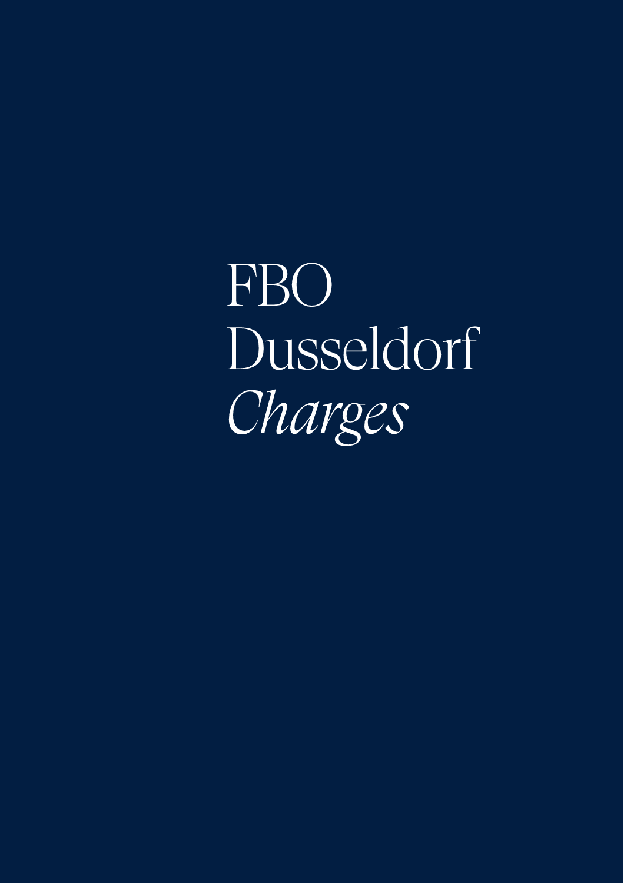# FBO Dusseldorf *Charges*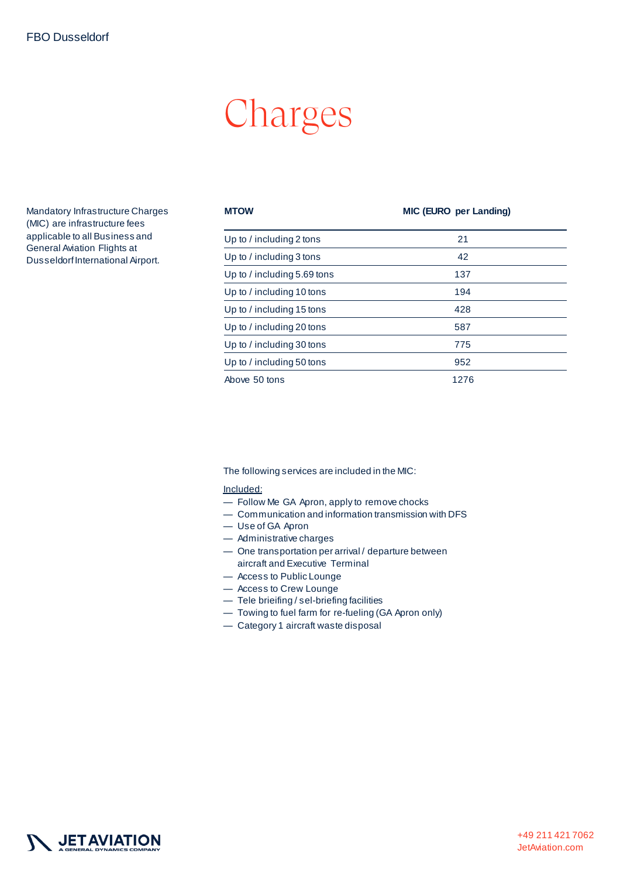# Charges

Mandatory Infrastructure Charges (MIC) are infrastructure fees applicable to all Business and General Aviation Flights at Dusseldorf International Airport.

| MTOW | MIC (EURO per Landing) |
|---|---|
| Up to / including 2 tons | 21 |
| Up to / including 3 tons | 42 |
| Up to / including 5.69 tons | 137 |
| Up to / including 10 tons | 194 |
| Up to / including 15 tons | 428 |
| Up to / including 20 tons | 587 |
| Up to / including 30 tons | 775 |
| Up to / including 50 tons | 952 |
| Above 50 tons | 1276 |

The following services are included in the MIC:

Included:

— Follow Me GA Apron, apply to remove chocks
— Communication and information transmission with DFS
— Use of GA Apron
— Administrative charges
— One transportation per arrival / departure between aircraft and Executive Terminal
— Access to Public Lounge
— Access to Crew Lounge
— Tele brieifing / sel-briefing facilities
— Towing to fuel farm for re-fueling (GA Apron only)
— Category 1 aircraft waste disposal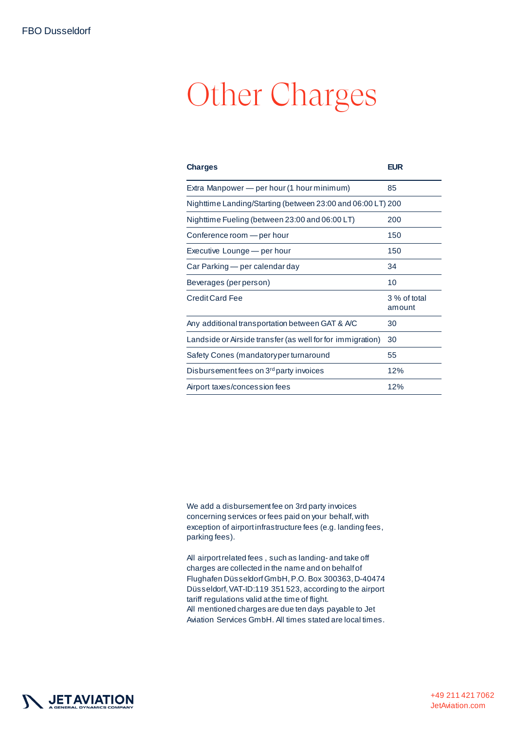# Other Charges

| Charges | EUR |
|---|---|
| Extra Manpower — per hour (1 hour minimum) | 85 |
| Nighttime Landing/Starting (between 23:00 and 06:00 LT) | 200 |
| Nighttime Fueling (between 23:00 and 06:00 LT) | 200 |
| Conference room — per hour | 150 |
| Executive Lounge — per hour | 150 |
| Car Parking — per calendar day | 34 |
| Beverages (per person) | 10 |
| Credit Card Fee | 3 % of total amount |
| Any additional transportation between GAT & A/C | 30 |
| Landside or Airside transfer (as well for for immigration) | 30 |
| Safety Cones (mandatory per turnaround | 55 |
| Disbursement fees on 3rd party invoices | 12% |
| Airport taxes/concession fees | 12% |

We add a disbursement fee on 3rd party invoices concerning services or fees paid on your behalf, with exception of airport infrastructure fees (e.g. landing fees, parking fees).

All airport related fees , such as landing- and take off charges are collected in the name and on behalf of Flughafen Düsseldorf GmbH, P.O. Box 300363, D-40474 Düsseldorf, VAT-ID:119 351 523, according to the airport tariff regulations valid at the time of flight.
All mentioned charges are due ten days payable to Jet Aviation Services GmbH. All times stated are local times.